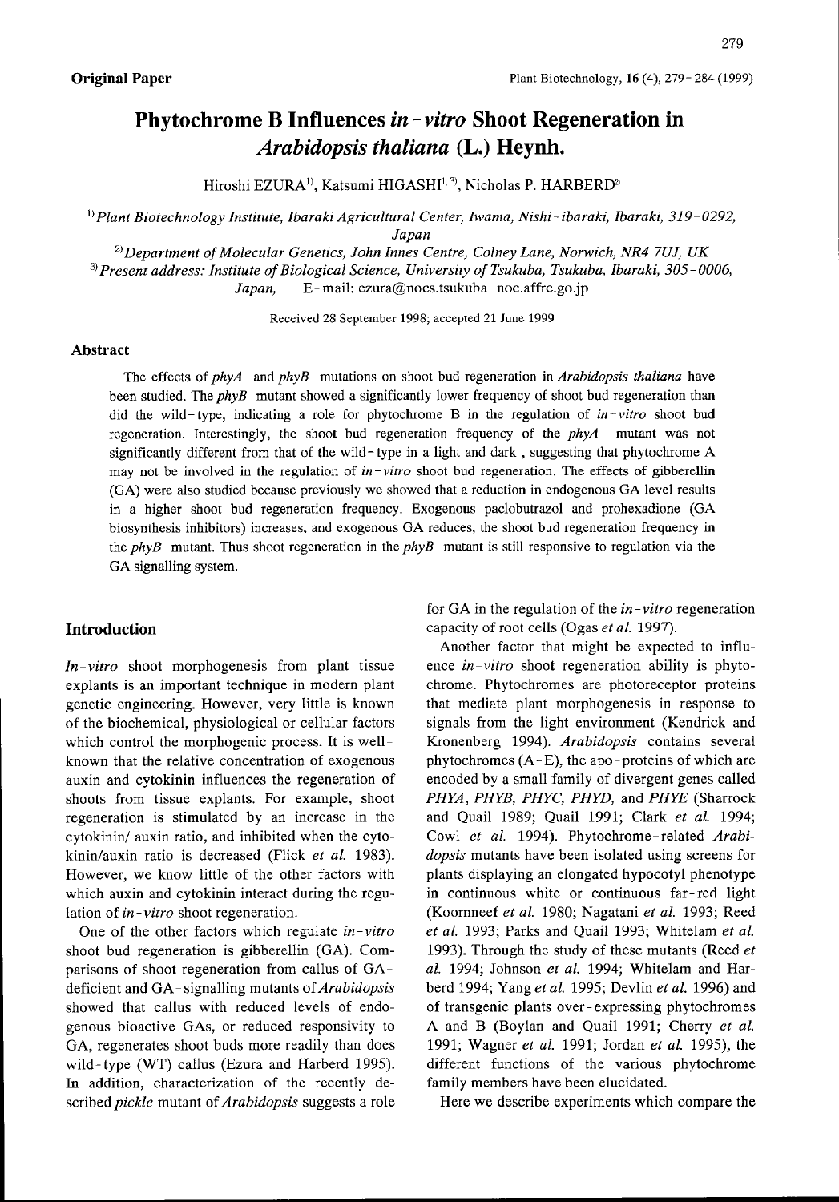**Original Paper**

# Phytochrome B Influences *in-vitro* Shoot Regeneration in *Arabidopsis thaliana* (L.) Heynh.

Hiroshi EZURA[1], Katsumi HIGASHI[1,3], Nicholas P. HARBERD[2]

[1] *Plant Biotechnology Institute, Ibaraki Agricultural Center, Iwama, Nishi-ibaraki, Ibaraki, 319-0292, Japan*

[2] *Department of Molecular Genetics, John Innes Centre, Colney Lane, Norwich, NR4 7UJ, UK*

[3] *Present address: Institute of Biological Science, University of Tsukuba, Tsukuba, Ibaraki, 305-0006, Japan,* E-mail: ezura@nocs.tsukuba-noc.affrc.go.jp

Received 28 September 1998; accepted 21 June 1999

## Abstract

The effects of *phyA* and *phyB* mutations on shoot bud regeneration in *Arabidopsis thaliana* have been studied. The *phyB* mutant showed a significantly lower frequency of shoot bud regeneration than did the wild-type, indicating a role for phytochrome B in the regulation of *in-vitro* shoot bud regeneration. Interestingly, the shoot bud regeneration frequency of the *phyA* mutant was not significantly different from that of the wild-type in a light and dark , suggesting that phytochrome A may not be involved in the regulation of *in-vitro* shoot bud regeneration. The effects of gibberellin (GA) were also studied because previously we showed that a reduction in endogenous GA level results in a higher shoot bud regeneration frequency. Exogenous paclobutrazol and prohexadione (GA biosynthesis inhibitors) increases, and exogenous GA reduces, the shoot bud regeneration frequency in the *phyB* mutant. Thus shoot regeneration in the *phyB* mutant is still responsive to regulation via the GA signalling system.

## Introduction

*In-vitro* shoot morphogenesis from plant tissue explants is an important technique in modern plant genetic engineering. However, very little is known of the biochemical, physiological or cellular factors which control the morphogenic process. It is well-known that the relative concentration of exogenous auxin and cytokinin influences the regeneration of shoots from tissue explants. For example, shoot regeneration is stimulated by an increase in the cytokinin/ auxin ratio, and inhibited when the cytokinin/auxin ratio is decreased (Flick *et al.* 1983). However, we know little of the other factors with which auxin and cytokinin interact during the regulation of *in-vitro* shoot regeneration.

One of the other factors which regulate *in-vitro* shoot bud regeneration is gibberellin (GA). Comparisons of shoot regeneration from callus of GA-deficient and GA-signalling mutants of *Arabidopsis* showed that callus with reduced levels of endogenous bioactive GAs, or reduced responsivity to GA, regenerates shoot buds more readily than does wild-type (WT) callus (Ezura and Harberd 1995). In addition, characterization of the recently described *pickle* mutant of *Arabidopsis* suggests a role for GA in the regulation of the *in-vitro* regeneration capacity of root cells (Ogas *et al.* 1997).

Another factor that might be expected to influence *in-vitro* shoot regeneration ability is phytochrome. Phytochromes are photoreceptor proteins that mediate plant morphogenesis in response to signals from the light environment (Kendrick and Kronenberg 1994). *Arabidopsis* contains several phytochromes (A-E), the apo-proteins of which are encoded by a small family of divergent genes called *PHYA*, *PHYB*, *PHYC*, *PHYD*, and *PHYE* (Sharrock and Quail 1989; Quail 1991; Clark *et al.* 1994; Cowl *et al.* 1994). Phytochrome-related *Arabidopsis* mutants have been isolated using screens for plants displaying an elongated hypocotyl phenotype in continuous white or continuous far-red light (Koornneef *et al.* 1980; Nagatani *et al.* 1993; Reed *et al.* 1993; Parks and Quail 1993; Whitelam *et al.* 1993). Through the study of these mutants (Reed *et al.* 1994; Johnson *et al.* 1994; Whitelam and Harberd 1994; Yang *et al.* 1995; Devlin *et al.* 1996) and of transgenic plants over-expressing phytochromes A and B (Boylan and Quail 1991; Cherry *et al.* 1991; Wagner *et al.* 1991; Jordan *et al.* 1995), the different functions of the various phytochrome family members have been elucidated.

Here we describe experiments which compare the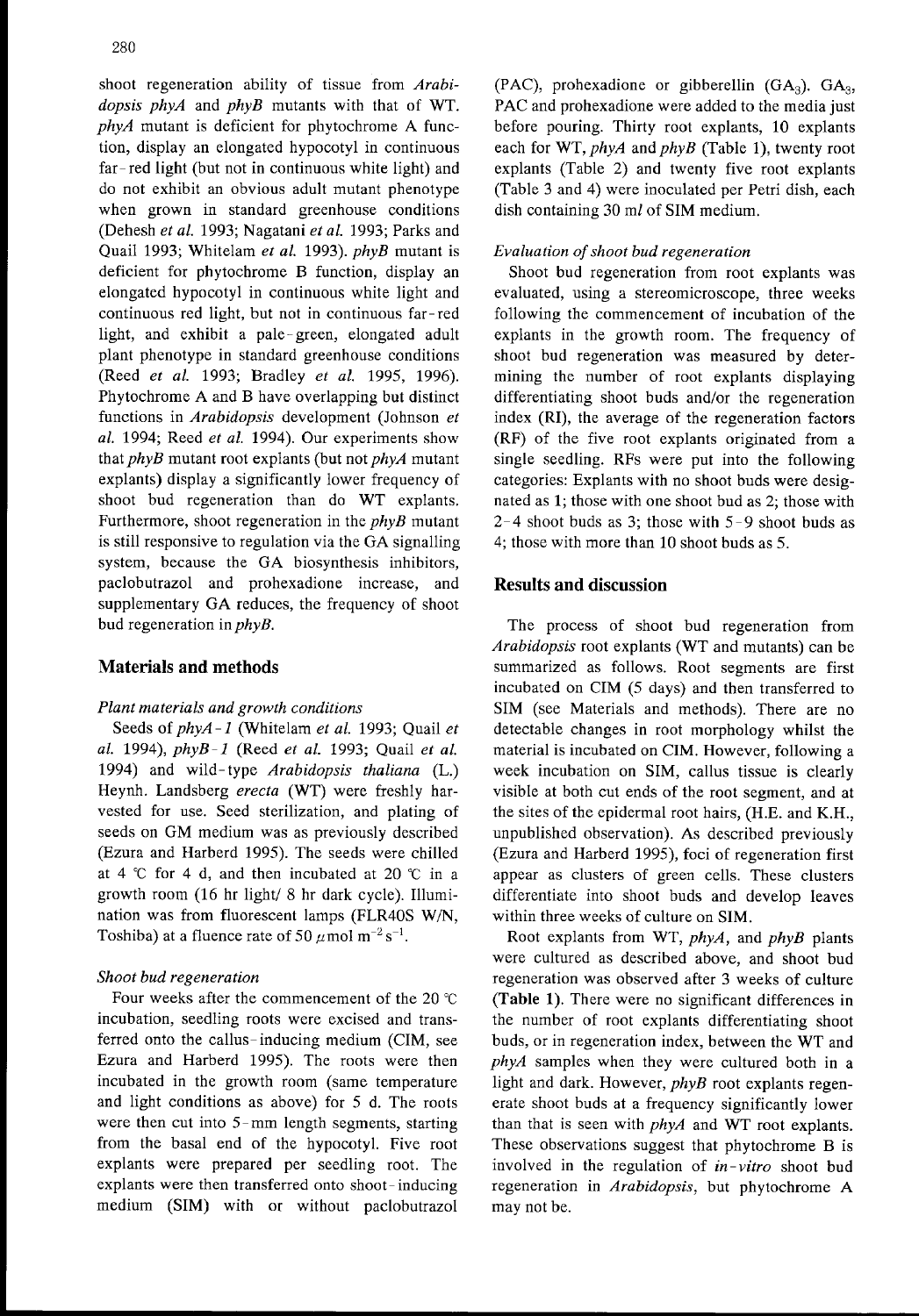shoot regeneration ability of tissue from *Arabidopsis phyA* and *phyB* mutants with that of WT. *phyA* mutant is deficient for phytochrome A function, display an elongated hypocotyl in continuous far-red light (but not in continuous white light) and do not exhibit an obvious adult mutant phenotype when grown in standard greenhouse conditions (Dehesh *et al.* 1993; Nagatani *et al.* 1993; Parks and Quail 1993; Whitelam *et al.* 1993). *phyB* mutant is deficient for phytochrome B function, display an elongated hypocotyl in continuous white light and continuous red light, but not in continuous far-red light, and exhibit a pale-green, elongated adult plant phenotype in standard greenhouse conditions (Reed *et al.* 1993; Bradley *et al.* 1995, 1996). Phytochrome A and B have overlapping but distinct functions in *Arabidopsis* development (Johnson *et al.* 1994; Reed *et al.* 1994). Our experiments show that *phyB* mutant root explants (but not *phyA* mutant explants) display a significantly lower frequency of shoot bud regeneration than do WT explants. Furthermore, shoot regeneration in the *phyB* mutant is still responsive to regulation via the GA signalling system, because the GA biosynthesis inhibitors, paclobutrazol and prohexadione increase, and supplementary GA reduces, the frequency of shoot bud regeneration in *phyB*.

## Materials and methods

### *Plant materials and growth conditions*

Seeds of *phyA-1* (Whitelam *et al.* 1993; Quail *et al.* 1994), *phyB-1* (Reed *et al.* 1993; Quail *et al.* 1994) and wild-type *Arabidopsis thaliana* (L.) Heynh. Landsberg *erecta* (WT) were freshly harvested for use. Seed sterilization, and plating of seeds on GM medium was as previously described (Ezura and Harberd 1995). The seeds were chilled at 4 ℃ for 4 d, and then incubated at 20 ℃ in a growth room (16 hr light/ 8 hr dark cycle). Illumination was from fluorescent lamps (FLR40S W/N, Toshiba) at a fluence rate of 50 $\mu$mol $m^{-2}s^{-1}$.

### *Shoot bud regeneration*

Four weeks after the commencement of the 20 ℃ incubation, seedling roots were excised and transferred onto the callus-inducing medium (CIM, see Ezura and Harberd 1995). The roots were then incubated in the growth room (same temperature and light conditions as above) for 5 d. The roots were then cut into 5-mm length segments, starting from the basal end of the hypocotyl. Five root explants were prepared per seedling root. The explants were then transferred onto shoot-inducing medium (SIM) with or without paclobutrazol (PAC), prohexadione or gibberellin ($GA_3$). $GA_3$, PAC and prohexadione were added to the media just before pouring. Thirty root explants, 10 explants each for WT, *phyA* and *phyB* (Table 1), twenty root explants (Table 2) and twenty five root explants (Table 3 and 4) were inoculated per Petri dish, each dish containing 30 m*l* of SIM medium.

### *Evaluation of shoot bud regeneration*

Shoot bud regeneration from root explants was evaluated, using a stereomicroscope, three weeks following the commencement of incubation of the explants in the growth room. The frequency of shoot bud regeneration was measured by determining the number of root explants displaying differentiating shoot buds and/or the regeneration index (RI), the average of the regeneration factors (RF) of the five root explants originated from a single seedling. RFs were put into the following categories: Explants with no shoot buds were designated as 1; those with one shoot bud as 2; those with 2-4 shoot buds as 3; those with 5-9 shoot buds as 4; those with more than 10 shoot buds as 5.

## Results and discussion

The process of shoot bud regeneration from *Arabidopsis* root explants (WT and mutants) can be summarized as follows. Root segments are first incubated on CIM (5 days) and then transferred to SIM (see Materials and methods). There are no detectable changes in root morphology whilst the material is incubated on CIM. However, following a week incubation on SIM, callus tissue is clearly visible at both cut ends of the root segment, and at the sites of the epidermal root hairs, (H.E. and K.H., unpublished observation). As described previously (Ezura and Harberd 1995), foci of regeneration first appear as clusters of green cells. These clusters differentiate into shoot buds and develop leaves within three weeks of culture on SIM.

Root explants from WT, *phyA*, and *phyB* plants were cultured as described above, and shoot bud regeneration was observed after 3 weeks of culture (**Table 1**). There were no significant differences in the number of root explants differentiating shoot buds, or in regeneration index, between the WT and *phyA* samples when they were cultured both in a light and dark. However, *phyB* root explants regenerate shoot buds at a frequency significantly lower than that is seen with *phyA* and WT root explants. These observations suggest that phytochrome B is involved in the regulation of *in-vitro* shoot bud regeneration in *Arabidopsis*, but phytochrome A may not be.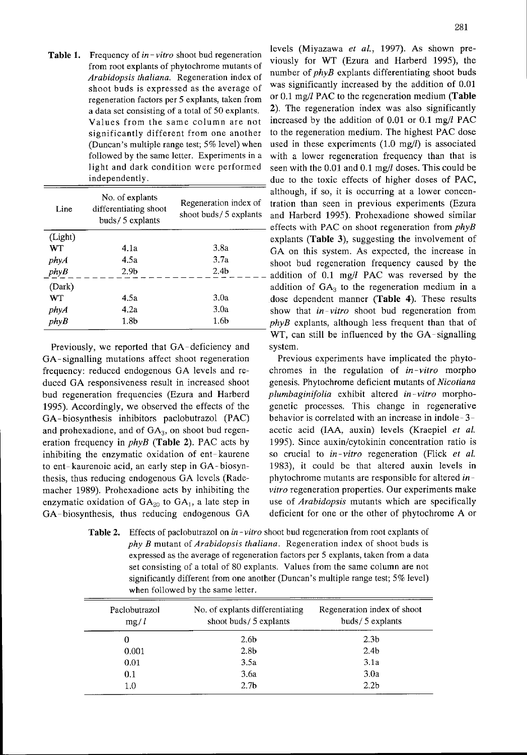**Table 1.** Frequency of *in-vitro* shoot bud regeneration from root explants of phytochrome mutants of *Arabidopsis thaliana*. Regeneration index of shoot buds is expressed as the average of regeneration factors per 5 explants, taken from a data set consisting of a total of 50 explants. Values from the same column are not significantly different from one another (Duncan's multiple range test; 5% level) when followed by the same letter. Experiments in a light and dark condition were performed independently.

| Line | No. of explants differentiating shoot buds/ 5 explants | Regeneration index of shoot buds/ 5 explants |
|---|---|---|
| (Light) | | |
| WT | 4.1a | 3.8a |
| *phyA* | 4.5a | 3.7a |
| *phyB* | 2.9b | 2.4b |
| (Dark) | | |
| WT | 4.5a | 3.0a |
| *phyA* | 4.2a | 3.0a |
| *phyB* | 1.8b | 1.6b |

Previously, we reported that GA-deficiency and GA-signalling mutations affect shoot regeneration frequency: reduced endogenous GA levels and reduced GA responsiveness result in increased shoot bud regeneration frequencies (Ezura and Harberd 1995). Accordingly, we observed the effects of the GA-biosynthesis inhibitors paclobutrazol (PAC) and prohexadione, and of $GA_3$, on shoot bud regeneration frequency in *phyB* (**Table 2**). PAC acts by inhibiting the enzymatic oxidation of ent-kaurene to ent-kaurenoic acid, an early step in GA-biosynthesis, thus reducing endogenous GA levels (Rademacher 1989). Prohexadione acts by inhibiting the enzymatic oxidation of $GA_{20}$ to $GA_1$, a late step in GA-biosynthesis, thus reducing endogenous GA levels (Miyazawa *et al.*, 1997). As shown previously for WT (Ezura and Harberd 1995), the number of *phyB* explants differentiating shoot buds was significantly increased by the addition of 0.01 or 0.1 mg/*l* PAC to the regeneration medium (**Table 2**). The regeneration index was also significantly increased by the addition of 0.01 or 0.1 mg/*l* PAC to the regeneration medium. The highest PAC dose used in these experiments (1.0 mg/*l*) is associated with a lower regeneration frequency than that is seen with the 0.01 and 0.1 mg/*l* doses. This could be due to the toxic effects of higher doses of PAC, although, if so, it is occurring at a lower concentration than seen in previous experiments (Ezura and Harberd 1995). Prohexadione showed similar effects with PAC on shoot regeneration from *phyB* explants (**Table 3**), suggesting the involvement of GA on this system. As expected, the increase in shoot bud regeneration frequency caused by the addition of 0.1 mg/*l* PAC was reversed by the addition of $GA_3$ to the regeneration medium in a dose dependent manner (**Table 4**). These results show that *in-vitro* shoot bud regeneration from *phyB* explants, although less frequent than that of WT, can still be influenced by the GA-signalling system.

Previous experiments have implicated the phytochromes in the regulation of *in-vitro* morpho genesis. Phytochrome deficient mutants of *Nicotiana plumbaginifolia* exhibit altered *in-vitro* morphogenetic processes. This change in regenerative behavior is correlated with an increase in indole-3-acetic acid (IAA, auxin) levels (Kraepiel *et al.* 1995). Since auxin/cytokinin concentration ratio is so crucial to *in-vitro* regeneration (Flick *et al.* 1983), it could be that altered auxin levels in phytochrome mutants are responsible for altered *in-vitro* regeneration properties. Our experiments make use of *Arabidopsis* mutants which are specifically deficient for one or the other of phytochrome A or

**Table 2.** Effects of paclobutrazol on *in-vitro* shoot bud regeneration from root explants of *phy B* mutant of *Arabidopsis thaliana*. Regeneration index of shoot buds is expressed as the average of regeneration factors per 5 explants, taken from a data set consisting of a total of 80 explants. Values from the same column are not significantly different from one another (Duncan's multiple range test; 5% level) when followed by the same letter.

| Paclobutrazol mg/ *l* | No. of explants differentiating shoot buds/ 5 explants | Regeneration index of shoot buds/ 5 explants |
|---|---|---|
| 0 | 2.6b | 2.3b |
| 0.001 | 2.8b | 2.4b |
| 0.01 | 3.5a | 3.1a |
| 0.1 | 3.6a | 3.0a |
| 1.0 | 2.7b | 2.2b |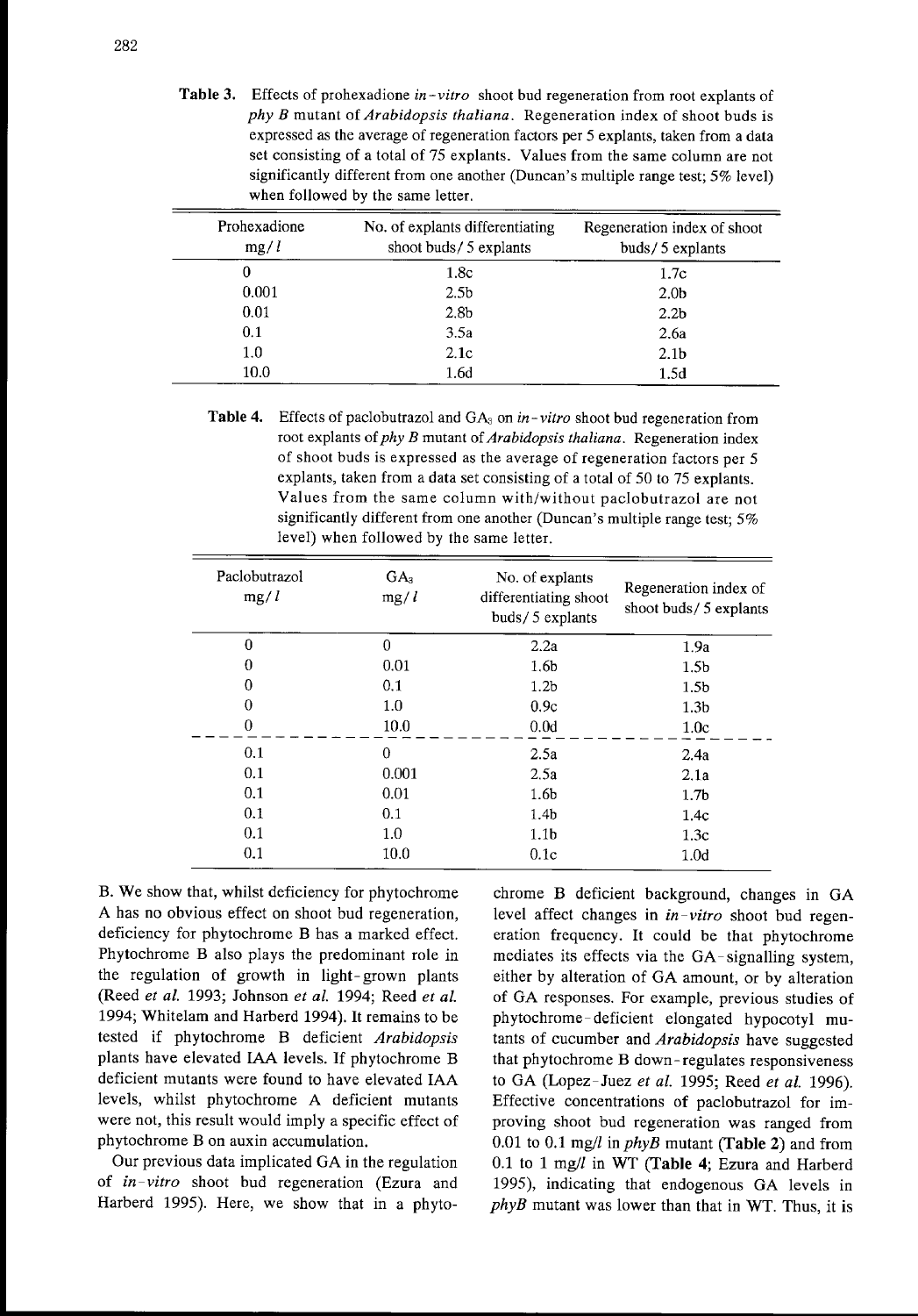**Table 3.** Effects of prohexadione *in-vitro* shoot bud regeneration from root explants of *phy B* mutant of *Arabidopsis thaliana*. Regeneration index of shoot buds is expressed as the average of regeneration factors per 5 explants, taken from a data set consisting of a total of 75 explants. Values from the same column are not significantly different from one another (Duncan's multiple range test; 5% level) when followed by the same letter.

| Prohexadione mg/ *l* | No. of explants differentiating shoot buds/ 5 explants | Regeneration index of shoot buds/ 5 explants |
|---|---|---|
| 0 | 1.8c | 1.7c |
| 0.001 | 2.5b | 2.0b |
| 0.01 | 2.8b | 2.2b |
| 0.1 | 3.5a | 2.6a |
| 1.0 | 2.1c | 2.1b |
| 10.0 | 1.6d | 1.5d |

**Table 4.** Effects of paclobutrazol and $GA_3$ on *in-vitro* shoot bud regeneration from root explants of *phy B* mutant of *Arabidopsis thaliana*. Regeneration index of shoot buds is expressed as the average of regeneration factors per 5 explants, taken from a data set consisting of a total of 50 to 75 explants. Values from the same column with/without paclobutrazol are not significantly different from one another (Duncan's multiple range test; 5% level) when followed by the same letter.

| Paclobutrazol mg/ *l* | $GA_3$ mg/ *l* | No. of explants differentiating shoot buds/ 5 explants | Regeneration index of shoot buds/ 5 explants |
|---|---|---|---|
| 0 | 0 | 2.2a | 1.9a |
| 0 | 0.01 | 1.6b | 1.5b |
| 0 | 0.1 | 1.2b | 1.5b |
| 0 | 1.0 | 0.9c | 1.3b |
| 0 | 10.0 | 0.0d | 1.0c |
| 0.1 | 0 | 2.5a | 2.4a |
| 0.1 | 0.001 | 2.5a | 2.1a |
| 0.1 | 0.01 | 1.6b | 1.7b |
| 0.1 | 0.1 | 1.4b | 1.4c |
| 0.1 | 1.0 | 1.1b | 1.3c |
| 0.1 | 10.0 | 0.1c | 1.0d |

B. We show that, whilst deficiency for phytochrome A has no obvious effect on shoot bud regeneration, deficiency for phytochrome B has a marked effect. Phytochrome B also plays the predominant role in the regulation of growth in light-grown plants (Reed *et al.* 1993; Johnson *et al.* 1994; Reed *et al.* 1994; Whitelam and Harberd 1994). It remains to be tested if phytochrome B deficient *Arabidopsis* plants have elevated IAA levels. If phytochrome B deficient mutants were found to have elevated IAA levels, whilst phytochrome A deficient mutants were not, this result would imply a specific effect of phytochrome B on auxin accumulation.

Our previous data implicated GA in the regulation of *in-vitro* shoot bud regeneration (Ezura and Harberd 1995). Here, we show that in a phytochrome B deficient background, changes in GA level affect changes in *in-vitro* shoot bud regeneration frequency. It could be that phytochrome mediates its effects via the GA-signalling system, either by alteration of GA amount, or by alteration of GA responses. For example, previous studies of phytochrome-deficient elongated hypocotyl mutants of cucumber and *Arabidopsis* have suggested that phytochrome B down-regulates responsiveness to GA (Lopez-Juez *et al.* 1995; Reed *et al.* 1996). Effective concentrations of paclobutrazol for improving shoot bud regeneration was ranged from 0.01 to 0.1 mg/*l* in *phyB* mutant (**Table 2**) and from 0.1 to 1 mg/*l* in WT (**Table 4**; Ezura and Harberd 1995), indicating that endogenous GA levels in *phyB* mutant was lower than that in WT. Thus, it is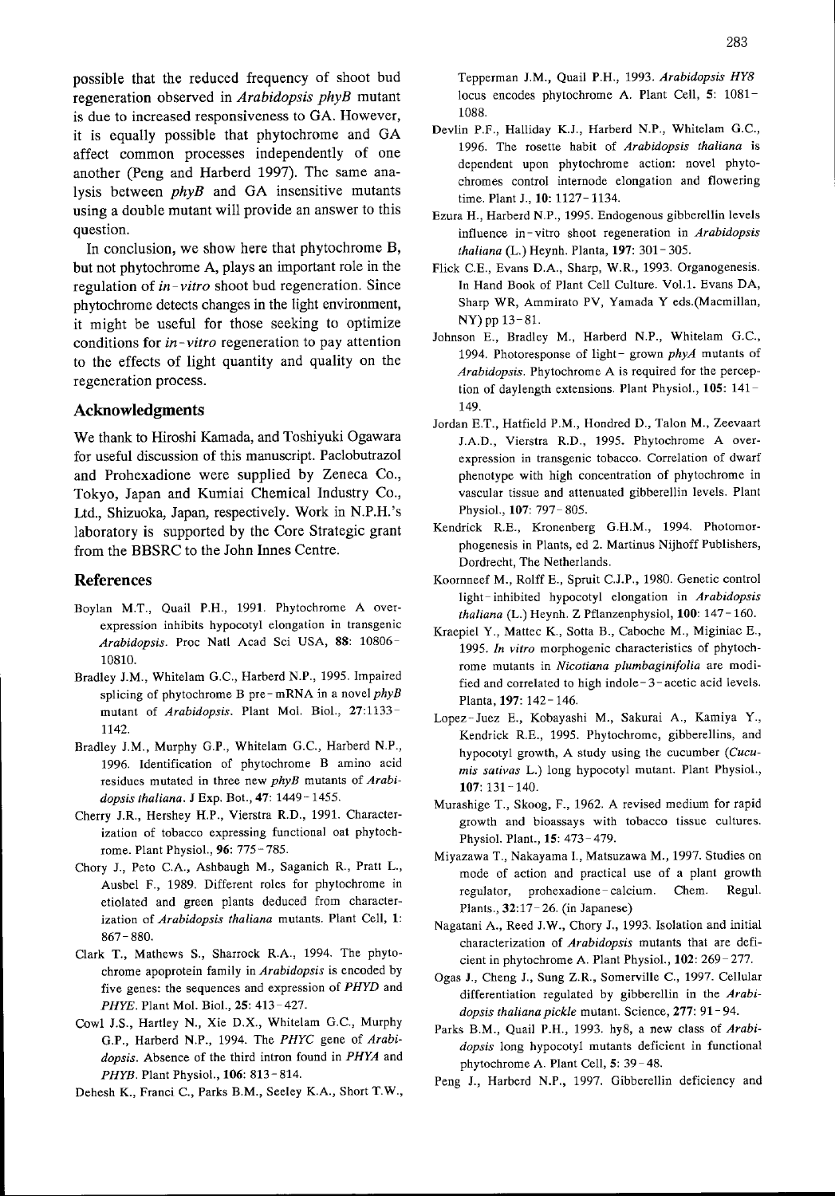possible that the reduced frequency of shoot bud regeneration observed in *Arabidopsis phyB* mutant is due to increased responsiveness to GA. However, it is equally possible that phytochrome and GA affect common processes independently of one another (Peng and Harberd 1997). The same analysis between *phyB* and GA insensitive mutants using a double mutant will provide an answer to this question.

In conclusion, we show here that phytochrome B, but not phytochrome A, plays an important role in the regulation of *in-vitro* shoot bud regeneration. Since phytochrome detects changes in the light environment, it might be useful for those seeking to optimize conditions for *in-vitro* regeneration to pay attention to the effects of light quantity and quality on the regeneration process.

## Acknowledgments

We thank to Hiroshi Kamada, and Toshiyuki Ogawara for useful discussion of this manuscript. Paclobutrazol and Prohexadione were supplied by Zeneca Co., Tokyo, Japan and Kumiai Chemical Industry Co., Ltd., Shizuoka, Japan, respectively. Work in N.P.H.'s laboratory is supported by the Core Strategic grant from the BBSRC to the John Innes Centre.

## References

Boylan M.T., Quail P.H., 1991. Phytochrome A overexpression inhibits hypocotyl elongation in transgenic *Arabidopsis*. Proc Natl Acad Sci USA, **88**: 10806-10810.

Bradley J.M., Whitelam G.C., Harberd N.P., 1995. Impaired splicing of phytochrome B pre-mRNA in a novel *phyB* mutant of *Arabidopsis*. Plant Mol. Biol., **27**:1133-1142.

Bradley J.M., Murphy G.P., Whitelam G.C., Harberd N.P., 1996. Identification of phytochrome B amino acid residues mutated in three new *phyB* mutants of *Arabidopsis thaliana*. J Exp. Bot., **47**: 1449-1455.

Cherry J.R., Hershey H.P., Vierstra R.D., 1991. Characterization of tobacco expressing functional oat phytochrome. Plant Physiol., **96**: 775-785.

Chory J., Peto C.A., Ashbaugh M., Saganich R., Pratt L., Ausbel F., 1989. Different roles for phytochrome in etiolated and green plants deduced from characterization of *Arabidopsis thaliana* mutants. Plant Cell, **1**: 867-880.

Clark T., Mathews S., Sharrock R.A., 1994. The phytochrome apoprotein family in *Arabidopsis* is encoded by five genes: the sequences and expression of *PHYD* and *PHYE*. Plant Mol. Biol., **25**: 413-427.

Cowl J.S., Hartley N., Xie D.X., Whitelam G.C., Murphy G.P., Harberd N.P., 1994. The *PHYC* gene of *Arabidopsis*. Absence of the third intron found in *PHYA* and *PHYB*. Plant Physiol., **106**: 813-814.

Dehesh K., Franci C., Parks B.M., Seeley K.A., Short T.W., Tepperman J.M., Quail P.H., 1993. *Arabidopsis HY8* locus encodes phytochrome A. Plant Cell, **5**: 1081-1088.

Devlin P.F., Halliday K.J., Harberd N.P., Whitelam G.C., 1996. The rosette habit of *Arabidopsis thaliana* is dependent upon phytochrome action: novel phytochromes control internode elongation and flowering time. Plant J., **10**: 1127-1134.

Ezura H., Harberd N.P., 1995. Endogenous gibberellin levels influence in-vitro shoot regeneration in *Arabidopsis thaliana* (L.) Heynh. Planta, **197**: 301-305.

Flick C.E., Evans D.A., Sharp, W.R., 1993. Organogenesis. In Hand Book of Plant Cell Culture. Vol.1. Evans DA, Sharp WR, Ammirato PV, Yamada Y eds.(Macmillan, NY) pp 13-81.

Johnson E., Bradley M., Harberd N.P., Whitelam G.C., 1994. Photoresponse of light-grown *phyA* mutants of *Arabidopsis*. Phytochrome A is required for the perception of daylength extensions. Plant Physiol., **105**: 141-149.

Jordan E.T., Hatfield P.M., Hondred D., Talon M., Zeevaart J.A.D., Vierstra R.D., 1995. Phytochrome A overexpression in transgenic tobacco. Correlation of dwarf phenotype with high concentration of phytochrome in vascular tissue and attenuated gibberellin levels. Plant Physiol., **107**: 797-805.

Kendrick R.E., Kronenberg G.H.M., 1994. Photomorphogenesis in Plants, ed 2. Martinus Nijhoff Publishers, Dordrecht, The Netherlands.

Koornneef M., Rolff E., Spruit C.J.P., 1980. Genetic control light-inhibited hypocotyl elongation in *Arabidopsis thaliana* (L.) Heynh. Z Pflanzenphysiol, **100**: 147-160.

Kraepiel Y., Mattec K., Sotta B., Caboche M., Miginiac E., 1995. *In vitro* morphogenic characteristics of phytochrome mutants in *Nicotiana plumbaginifolia* are modified and correlated to high indole-3-acetic acid levels. Planta, **197**: 142-146.

Lopez-Juez E., Kobayashi M., Sakurai A., Kamiya Y., Kendrick R.E., 1995. Phytochrome, gibberellins, and hypocotyl growth, A study using the cucumber (*Cucumis sativas* L.) long hypocotyl mutant. Plant Physiol., **107**: 131-140.

Murashige T., Skoog, F., 1962. A revised medium for rapid growth and bioassays with tobacco tissue cultures. Physiol. Plant., **15**: 473-479.

Miyazawa T., Nakayama I., Matsuzawa M., 1997. Studies on mode of action and practical use of a plant growth regulator, prohexadione-calcium. Chem. Regul. Plants., **32**:17-26. (in Japanese)

Nagatani A., Reed J.W., Chory J., 1993. Isolation and initial characterization of *Arabidopsis* mutants that are deficient in phytochrome A. Plant Physiol., **102**: 269-277.

Ogas J., Cheng J., Sung Z.R., Somerville C., 1997. Cellular differentiation regulated by gibberellin in the *Arabidopsis thaliana pickle* mutant. Science, **277**: 91-94.

Parks B.M., Quail P.H., 1993. hy8, a new class of *Arabidopsis* long hypocotyl mutants deficient in functional phytochrome A. Plant Cell, **5**: 39-48.

Peng J., Harberd N.P., 1997. Gibberellin deficiency and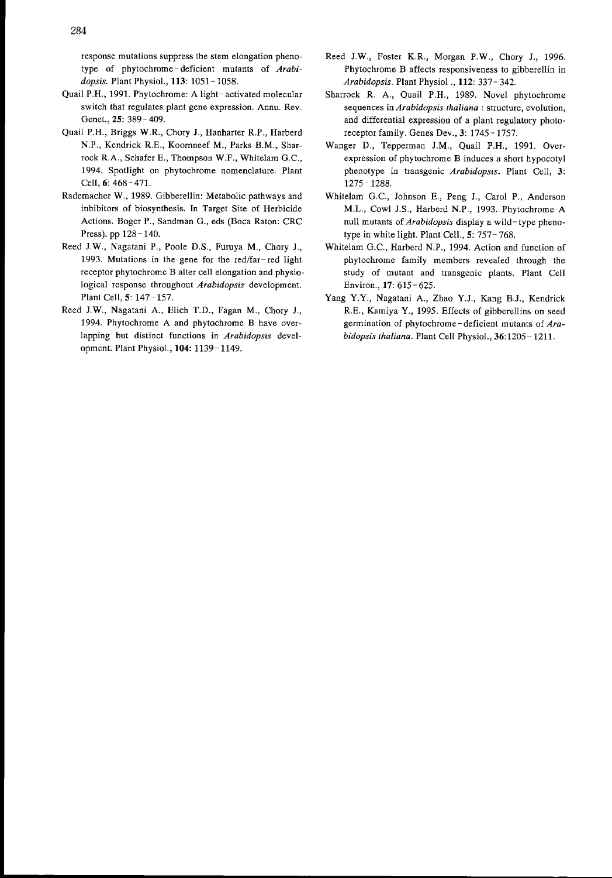response mutations suppress the stem elongation phenotype of phytochrome-deficient mutants of *Arabidopsis*. Plant Physiol., **113**: 1051-1058.

Quail P.H., 1991. Phytochrome: A light-activated molecular switch that regulates plant gene expression. Annu. Rev. Genet., **25**: 389-409.

Quail P.H., Briggs W.R., Chory J., Hanharter R.P., Harberd N.P., Kendrick R.E., Koornneef M., Parks B.M., Sharrock R.A., Schafer E., Thompson W.F., Whitelam G.C., 1994. Spotlight on phytochrome nomenclature. Plant Cell, **6**: 468-471.

Rademacher W., 1989. Gibberellin: Metabolic pathways and inhibitors of biosynthesis. In Target Site of Herbicide Actions. Boger P., Sandman G., eds (Boca Raton: CRC Press). pp 128-140.

Reed J.W., Nagatani P., Poole D.S., Furuya M., Chory J., 1993. Mutations in the gene for the red/far-red light receptor phytochrome B alter cell elongation and physiological response throughout *Arabidopsis* development. Plant Cell, **5**: 147-157.

Reed J.W., Nagatani A., Elich T.D., Fagan M., Chory J., 1994. Phytochrome A and phytochrome B have overlapping but distinct functions in *Arabidopsis* development. Plant Physiol., **104**: 1139-1149.

Reed J.W., Foster K.R., Morgan P.W., Chory J., 1996. Phytochrome B affects responsiveness to gibberellin in *Arabidopsis*. Plant Physiol., **112**: 337-342.

Sharrock R. A., Quail P.H., 1989. Novel phytochrome sequences in *Arabidopsis thaliana* : structure, evolution, and differential expression of a plant regulatory photoreceptor family. Genes Dev., **3**: 1745-1757.

Wanger D., Tepperman J.M., Quail P.H., 1991. Overexpression of phytochrome B induces a short hypocotyl phenotype in transgenic *Arabidopsis*. Plant Cell, **3**: 1275-1288.

Whitelam G.C., Johnson E., Peng J., Carol P., Anderson M.L., Cowl J.S., Harberd N.P., 1993. Phytochrome A null mutants of *Arabidopsis* display a wild-type phenotype in white light. Plant Cell., **5**: 757-768.

Whitelam G.C., Harberd N.P., 1994. Action and function of phytochrome family members revealed through the study of mutant and transgenic plants. Plant Cell Environ., **17**: 615-625.

Yang Y.Y., Nagatani A., Zhao Y.J., Kang B.J., Kendrick R.E., Kamiya Y., 1995. Effects of gibberellins on seed germination of phytochrome-deficient mutants of *Arabidopsis thaliana*. Plant Cell Physiol., **36**:1205-1211.